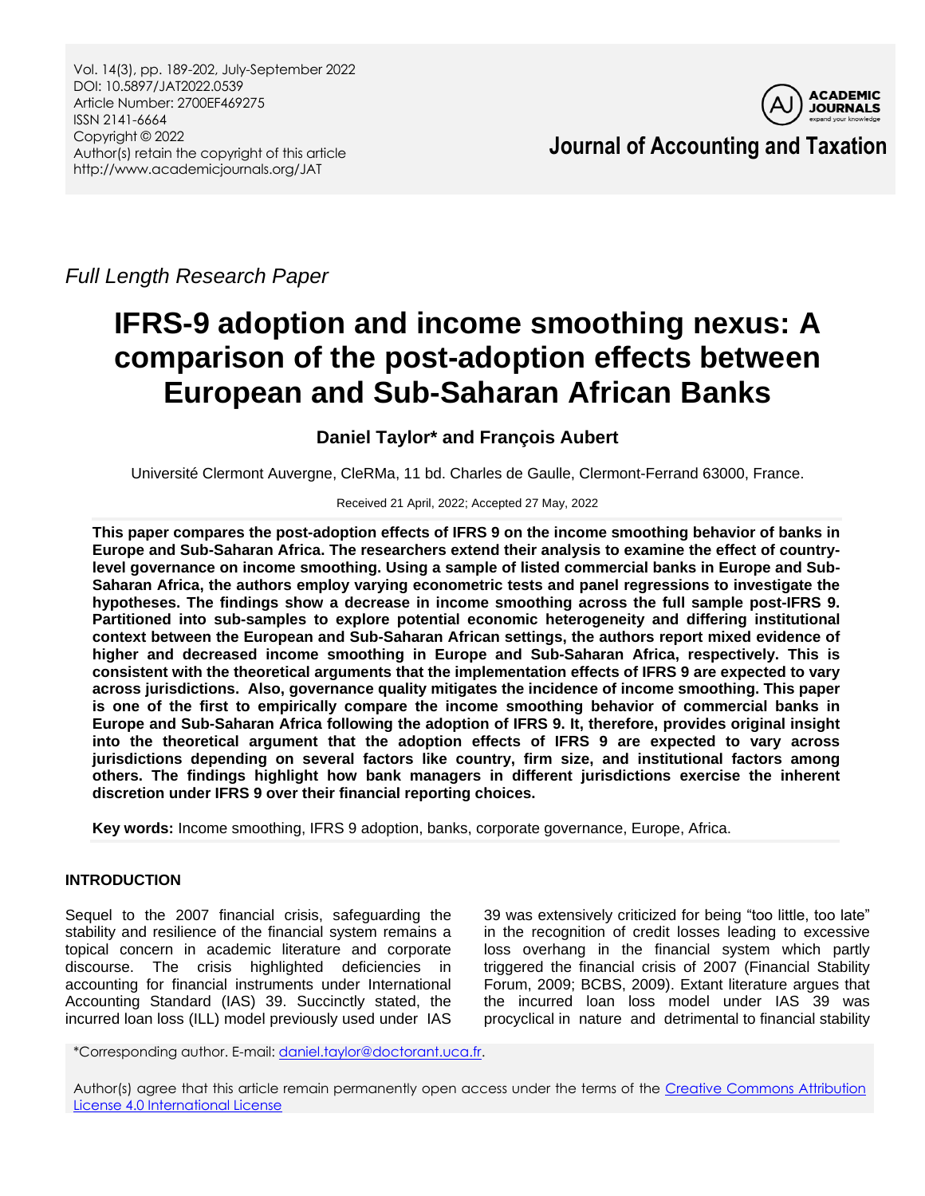Vol. 14(3), pp. 189-202, July-September 2022
DOI: 10.5897/JAT2022.0539
Article Number: 2700EF469275
ISSN 2141-6664
Copyright © 2022
Author(s) retain the copyright of this article
http://www.academicjournals.org/JAT

**Journal of Accounting and Taxation**

*Full Length Research Paper*

# IFRS-9 adoption and income smoothing nexus: A comparison of the post-adoption effects between European and Sub-Saharan African Banks

**Daniel Taylor* and François Aubert**

Université Clermont Auvergne, CleRMa, 11 bd. Charles de Gaulle, Clermont-Ferrand 63000, France.

Received 21 April, 2022; Accepted 27 May, 2022

**This paper compares the post-adoption effects of IFRS 9 on the income smoothing behavior of banks in Europe and Sub-Saharan Africa. The researchers extend their analysis to examine the effect of country-level governance on income smoothing. Using a sample of listed commercial banks in Europe and Sub-Saharan Africa, the authors employ varying econometric tests and panel regressions to investigate the hypotheses. The findings show a decrease in income smoothing across the full sample post-IFRS 9. Partitioned into sub-samples to explore potential economic heterogeneity and differing institutional context between the European and Sub-Saharan African settings, the authors report mixed evidence of higher and decreased income smoothing in Europe and Sub-Saharan Africa, respectively. This is consistent with the theoretical arguments that the implementation effects of IFRS 9 are expected to vary across jurisdictions. Also, governance quality mitigates the incidence of income smoothing. This paper is one of the first to empirically compare the income smoothing behavior of commercial banks in Europe and Sub-Saharan Africa following the adoption of IFRS 9. It, therefore, provides original insight into the theoretical argument that the adoption effects of IFRS 9 are expected to vary across jurisdictions depending on several factors like country, firm size, and institutional factors among others. The findings highlight how bank managers in different jurisdictions exercise the inherent discretion under IFRS 9 over their financial reporting choices.**

**Key words:** Income smoothing, IFRS 9 adoption, banks, corporate governance, Europe, Africa.

## INTRODUCTION

Sequel to the 2007 financial crisis, safeguarding the stability and resilience of the financial system remains a topical concern in academic literature and corporate discourse. The crisis highlighted deficiencies in accounting for financial instruments under International Accounting Standard (IAS) 39. Succinctly stated, the incurred loan loss (ILL) model previously used under IAS 39 was extensively criticized for being "too little, too late" in the recognition of credit losses leading to excessive loss overhang in the financial system which partly triggered the financial crisis of 2007 (Financial Stability Forum, 2009; BCBS, 2009). Extant literature argues that the incurred loan loss model under IAS 39 was procyclical in nature and detrimental to financial stability

*Corresponding author. E-mail: daniel.taylor@doctorant.uca.fr.

Author(s) agree that this article remain permanently open access under the terms of the Creative Commons Attribution License 4.0 International License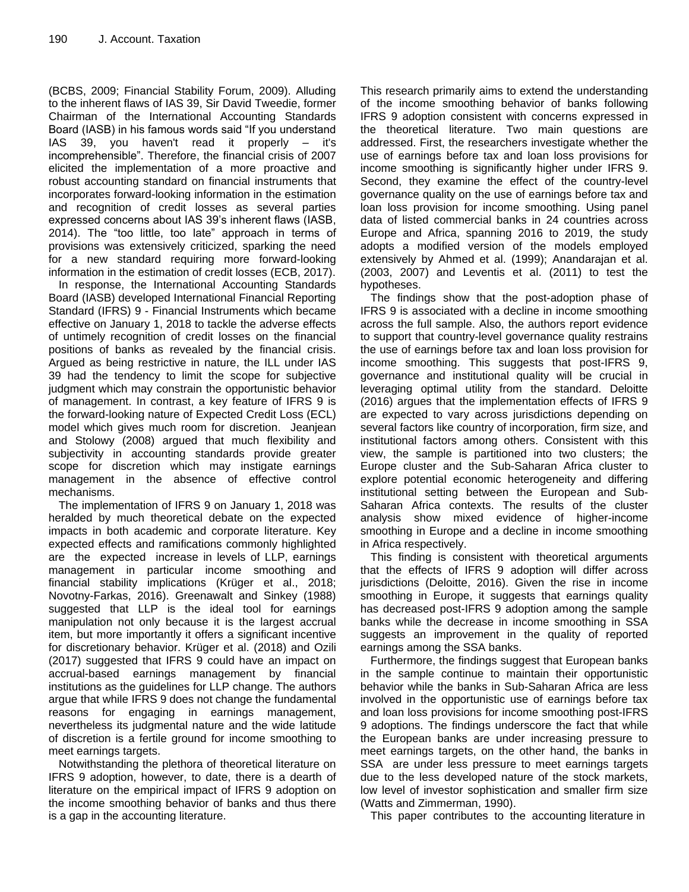(BCBS, 2009; Financial Stability Forum, 2009). Alluding to the inherent flaws of IAS 39, Sir David Tweedie, former Chairman of the International Accounting Standards Board (IASB) in his famous words said "If you understand IAS 39, you haven't read it properly – it's incomprehensible". Therefore, the financial crisis of 2007 elicited the implementation of a more proactive and robust accounting standard on financial instruments that incorporates forward-looking information in the estimation and recognition of credit losses as several parties expressed concerns about IAS 39's inherent flaws (IASB, 2014). The "too little, too late" approach in terms of provisions was extensively criticized, sparking the need for a new standard requiring more forward-looking information in the estimation of credit losses (ECB, 2017).

In response, the International Accounting Standards Board (IASB) developed International Financial Reporting Standard (IFRS) 9 - Financial Instruments which became effective on January 1, 2018 to tackle the adverse effects of untimely recognition of credit losses on the financial positions of banks as revealed by the financial crisis. Argued as being restrictive in nature, the ILL under IAS 39 had the tendency to limit the scope for subjective judgment which may constrain the opportunistic behavior of management. In contrast, a key feature of IFRS 9 is the forward-looking nature of Expected Credit Loss (ECL) model which gives much room for discretion. Jeanjean and Stolowy (2008) argued that much flexibility and subjectivity in accounting standards provide greater scope for discretion which may instigate earnings management in the absence of effective control mechanisms.

The implementation of IFRS 9 on January 1, 2018 was heralded by much theoretical debate on the expected impacts in both academic and corporate literature. Key expected effects and ramifications commonly highlighted are the expected increase in levels of LLP, earnings management in particular income smoothing and financial stability implications (Krüger et al., 2018; Novotny-Farkas, 2016). Greenawalt and Sinkey (1988) suggested that LLP is the ideal tool for earnings manipulation not only because it is the largest accrual item, but more importantly it offers a significant incentive for discretionary behavior. Krüger et al. (2018) and Ozili (2017) suggested that IFRS 9 could have an impact on accrual-based earnings management by financial institutions as the guidelines for LLP change. The authors argue that while IFRS 9 does not change the fundamental reasons for engaging in earnings management, nevertheless its judgmental nature and the wide latitude of discretion is a fertile ground for income smoothing to meet earnings targets.

Notwithstanding the plethora of theoretical literature on IFRS 9 adoption, however, to date, there is a dearth of literature on the empirical impact of IFRS 9 adoption on the income smoothing behavior of banks and thus there is a gap in the accounting literature.

This research primarily aims to extend the understanding of the income smoothing behavior of banks following IFRS 9 adoption consistent with concerns expressed in the theoretical literature. Two main questions are addressed. First, the researchers investigate whether the use of earnings before tax and loan loss provisions for income smoothing is significantly higher under IFRS 9. Second, they examine the effect of the country-level governance quality on the use of earnings before tax and loan loss provision for income smoothing. Using panel data of listed commercial banks in 24 countries across Europe and Africa, spanning 2016 to 2019, the study adopts a modified version of the models employed extensively by Ahmed et al. (1999); Anandarajan et al. (2003, 2007) and Leventis et al. (2011) to test the hypotheses.

The findings show that the post-adoption phase of IFRS 9 is associated with a decline in income smoothing across the full sample. Also, the authors report evidence to support that country-level governance quality restrains the use of earnings before tax and loan loss provision for income smoothing. This suggests that post-IFRS 9, governance and institutional quality will be crucial in leveraging optimal utility from the standard. Deloitte (2016) argues that the implementation effects of IFRS 9 are expected to vary across jurisdictions depending on several factors like country of incorporation, firm size, and institutional factors among others. Consistent with this view, the sample is partitioned into two clusters; the Europe cluster and the Sub-Saharan Africa cluster to explore potential economic heterogeneity and differing institutional setting between the European and Sub-Saharan Africa contexts. The results of the cluster analysis show mixed evidence of higher-income smoothing in Europe and a decline in income smoothing in Africa respectively.

This finding is consistent with theoretical arguments that the effects of IFRS 9 adoption will differ across jurisdictions (Deloitte, 2016). Given the rise in income smoothing in Europe, it suggests that earnings quality has decreased post-IFRS 9 adoption among the sample banks while the decrease in income smoothing in SSA suggests an improvement in the quality of reported earnings among the SSA banks.

Furthermore, the findings suggest that European banks in the sample continue to maintain their opportunistic behavior while the banks in Sub-Saharan Africa are less involved in the opportunistic use of earnings before tax and loan loss provisions for income smoothing post-IFRS 9 adoptions. The findings underscore the fact that while the European banks are under increasing pressure to meet earnings targets, on the other hand, the banks in SSA are under less pressure to meet earnings targets due to the less developed nature of the stock markets, low level of investor sophistication and smaller firm size (Watts and Zimmerman, 1990).

This paper contributes to the accounting literature in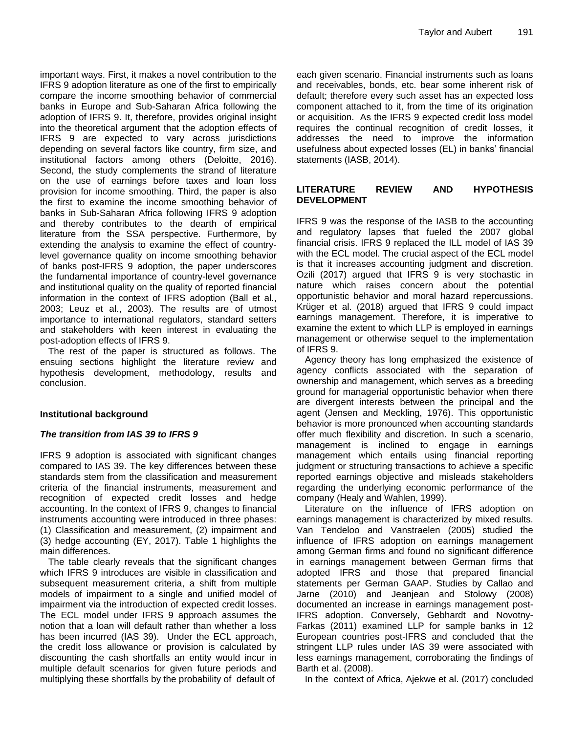important ways. First, it makes a novel contribution to the IFRS 9 adoption literature as one of the first to empirically compare the income smoothing behavior of commercial banks in Europe and Sub-Saharan Africa following the adoption of IFRS 9. It, therefore, provides original insight into the theoretical argument that the adoption effects of IFRS 9 are expected to vary across jurisdictions depending on several factors like country, firm size, and institutional factors among others (Deloitte, 2016). Second, the study complements the strand of literature on the use of earnings before taxes and loan loss provision for income smoothing. Third, the paper is also the first to examine the income smoothing behavior of banks in Sub-Saharan Africa following IFRS 9 adoption and thereby contributes to the dearth of empirical literature from the SSA perspective. Furthermore, by extending the analysis to examine the effect of country-level governance quality on income smoothing behavior of banks post-IFRS 9 adoption, the paper underscores the fundamental importance of country-level governance and institutional quality on the quality of reported financial information in the context of IFRS adoption (Ball et al., 2003; Leuz et al., 2003). The results are of utmost importance to international regulators, standard setters and stakeholders with keen interest in evaluating the post-adoption effects of IFRS 9.

The rest of the paper is structured as follows. The ensuing sections highlight the literature review and hypothesis development, methodology, results and conclusion.

## Institutional background

### *The transition from IAS 39 to IFRS 9*

IFRS 9 adoption is associated with significant changes compared to IAS 39. The key differences between these standards stem from the classification and measurement criteria of the financial instruments, measurement and recognition of expected credit losses and hedge accounting. In the context of IFRS 9, changes to financial instruments accounting were introduced in three phases: (1) Classification and measurement, (2) impairment and (3) hedge accounting (EY, 2017). Table 1 highlights the main differences.

The table clearly reveals that the significant changes which IFRS 9 introduces are visible in classification and subsequent measurement criteria, a shift from multiple models of impairment to a single and unified model of impairment via the introduction of expected credit losses. The ECL model under IFRS 9 approach assumes the notion that a loan will default rather than whether a loss has been incurred (IAS 39). Under the ECL approach, the credit loss allowance or provision is calculated by discounting the cash shortfalls an entity would incur in multiple default scenarios for given future periods and multiplying these shortfalls by the probability of default of each given scenario. Financial instruments such as loans and receivables, bonds, etc. bear some inherent risk of default; therefore every such asset has an expected loss component attached to it, from the time of its origination or acquisition. As the IFRS 9 expected credit loss model requires the continual recognition of credit losses, it addresses the need to improve the information usefulness about expected losses (EL) in banks' financial statements (IASB, 2014).

## LITERATURE REVIEW AND HYPOTHESIS DEVELOPMENT

IFRS 9 was the response of the IASB to the accounting and regulatory lapses that fueled the 2007 global financial crisis. IFRS 9 replaced the ILL model of IAS 39 with the ECL model. The crucial aspect of the ECL model is that it increases accounting judgment and discretion. Ozili (2017) argued that IFRS 9 is very stochastic in nature which raises concern about the potential opportunistic behavior and moral hazard repercussions. Krüger et al. (2018) argued that IFRS 9 could impact earnings management. Therefore, it is imperative to examine the extent to which LLP is employed in earnings management or otherwise sequel to the implementation of IFRS 9.

Agency theory has long emphasized the existence of agency conflicts associated with the separation of ownership and management, which serves as a breeding ground for managerial opportunistic behavior when there are divergent interests between the principal and the agent (Jensen and Meckling, 1976). This opportunistic behavior is more pronounced when accounting standards offer much flexibility and discretion. In such a scenario, management is inclined to engage in earnings management which entails using financial reporting judgment or structuring transactions to achieve a specific reported earnings objective and misleads stakeholders regarding the underlying economic performance of the company (Healy and Wahlen, 1999).

Literature on the influence of IFRS adoption on earnings management is characterized by mixed results. Van Tendeloo and Vanstraelen (2005) studied the influence of IFRS adoption on earnings management among German firms and found no significant difference in earnings management between German firms that adopted IFRS and those that prepared financial statements per German GAAP. Studies by Callao and Jarne (2010) and Jeanjean and Stolowy (2008) documented an increase in earnings management post-IFRS adoption. Conversely, Gebhardt and Novotny-Farkas (2011) examined LLP for sample banks in 12 European countries post-IFRS and concluded that the stringent LLP rules under IAS 39 were associated with less earnings management, corroborating the findings of Barth et al. (2008).

In the context of Africa, Ajekwe et al. (2017) concluded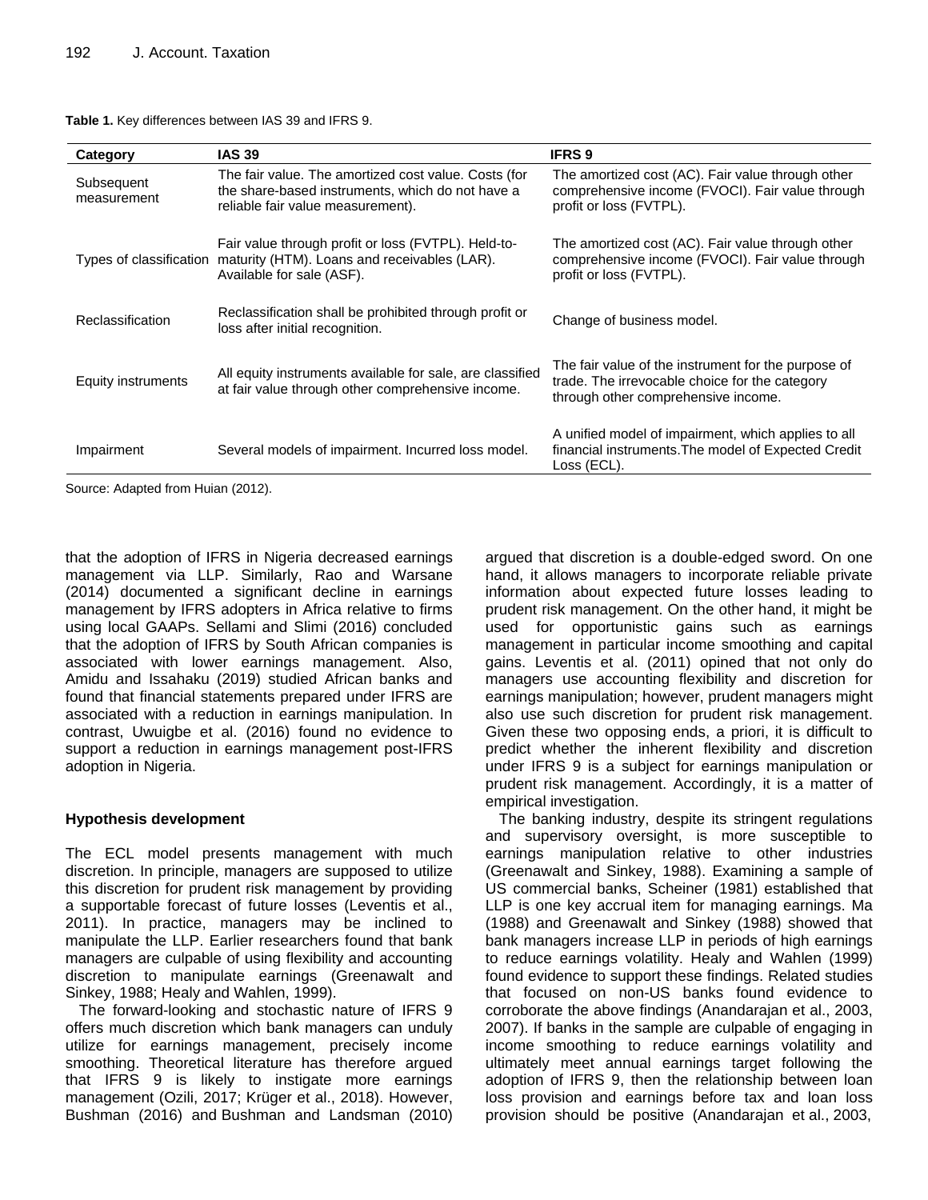**Table 1.** Key differences between IAS 39 and IFRS 9.

| Category | IAS 39 | IFRS 9 |
|---|---|---|
| Subsequent measurement | The fair value. The amortized cost value. Costs (for the share-based instruments, which do not have a reliable fair value measurement). | The amortized cost (AC). Fair value through other comprehensive income (FVOCI). Fair value through profit or loss (FVTPL). |
| Types of classification | Fair value through profit or loss (FVTPL). Held-to-maturity (HTM). Loans and receivables (LAR). Available for sale (ASF). | The amortized cost (AC). Fair value through other comprehensive income (FVOCI). Fair value through profit or loss (FVTPL). |
| Reclassification | Reclassification shall be prohibited through profit or loss after initial recognition. | Change of business model. |
| Equity instruments | All equity instruments available for sale, are classified at fair value through other comprehensive income. | The fair value of the instrument for the purpose of trade. The irrevocable choice for the category through other comprehensive income. |
| Impairment | Several models of impairment. Incurred loss model. | A unified model of impairment, which applies to all financial instruments.The model of Expected Credit Loss (ECL). |

Source: Adapted from Huian (2012).

that the adoption of IFRS in Nigeria decreased earnings management via LLP. Similarly, Rao and Warsane (2014) documented a significant decline in earnings management by IFRS adopters in Africa relative to firms using local GAAPs. Sellami and Slimi (2016) concluded that the adoption of IFRS by South African companies is associated with lower earnings management. Also, Amidu and Issahaku (2019) studied African banks and found that financial statements prepared under IFRS are associated with a reduction in earnings manipulation. In contrast, Uwuigbe et al. (2016) found no evidence to support a reduction in earnings management post-IFRS adoption in Nigeria.

**Hypothesis development**

The ECL model presents management with much discretion. In principle, managers are supposed to utilize this discretion for prudent risk management by providing a supportable forecast of future losses (Leventis et al., 2011). In practice, managers may be inclined to manipulate the LLP. Earlier researchers found that bank managers are culpable of using flexibility and accounting discretion to manipulate earnings (Greenawalt and Sinkey, 1988; Healy and Wahlen, 1999).

The forward-looking and stochastic nature of IFRS 9 offers much discretion which bank managers can unduly utilize for earnings management, precisely income smoothing. Theoretical literature has therefore argued that IFRS 9 is likely to instigate more earnings management (Ozili, 2017; Krüger et al., 2018). However, Bushman (2016) and Bushman and Landsman (2010) argued that discretion is a double-edged sword. On one hand, it allows managers to incorporate reliable private information about expected future losses leading to prudent risk management. On the other hand, it might be used for opportunistic gains such as earnings management in particular income smoothing and capital gains. Leventis et al. (2011) opined that not only do managers use accounting flexibility and discretion for earnings manipulation; however, prudent managers might also use such discretion for prudent risk management. Given these two opposing ends, a priori, it is difficult to predict whether the inherent flexibility and discretion under IFRS 9 is a subject for earnings manipulation or prudent risk management. Accordingly, it is a matter of empirical investigation.

The banking industry, despite its stringent regulations and supervisory oversight, is more susceptible to earnings manipulation relative to other industries (Greenawalt and Sinkey, 1988). Examining a sample of US commercial banks, Scheiner (1981) established that LLP is one key accrual item for managing earnings. Ma (1988) and Greenawalt and Sinkey (1988) showed that bank managers increase LLP in periods of high earnings to reduce earnings volatility. Healy and Wahlen (1999) found evidence to support these findings. Related studies that focused on non-US banks found evidence to corroborate the above findings (Anandarajan et al., 2003, 2007). If banks in the sample are culpable of engaging in income smoothing to reduce earnings volatility and ultimately meet annual earnings target following the adoption of IFRS 9, then the relationship between loan loss provision and earnings before tax and loan loss provision should be positive (Anandarajan et al., 2003,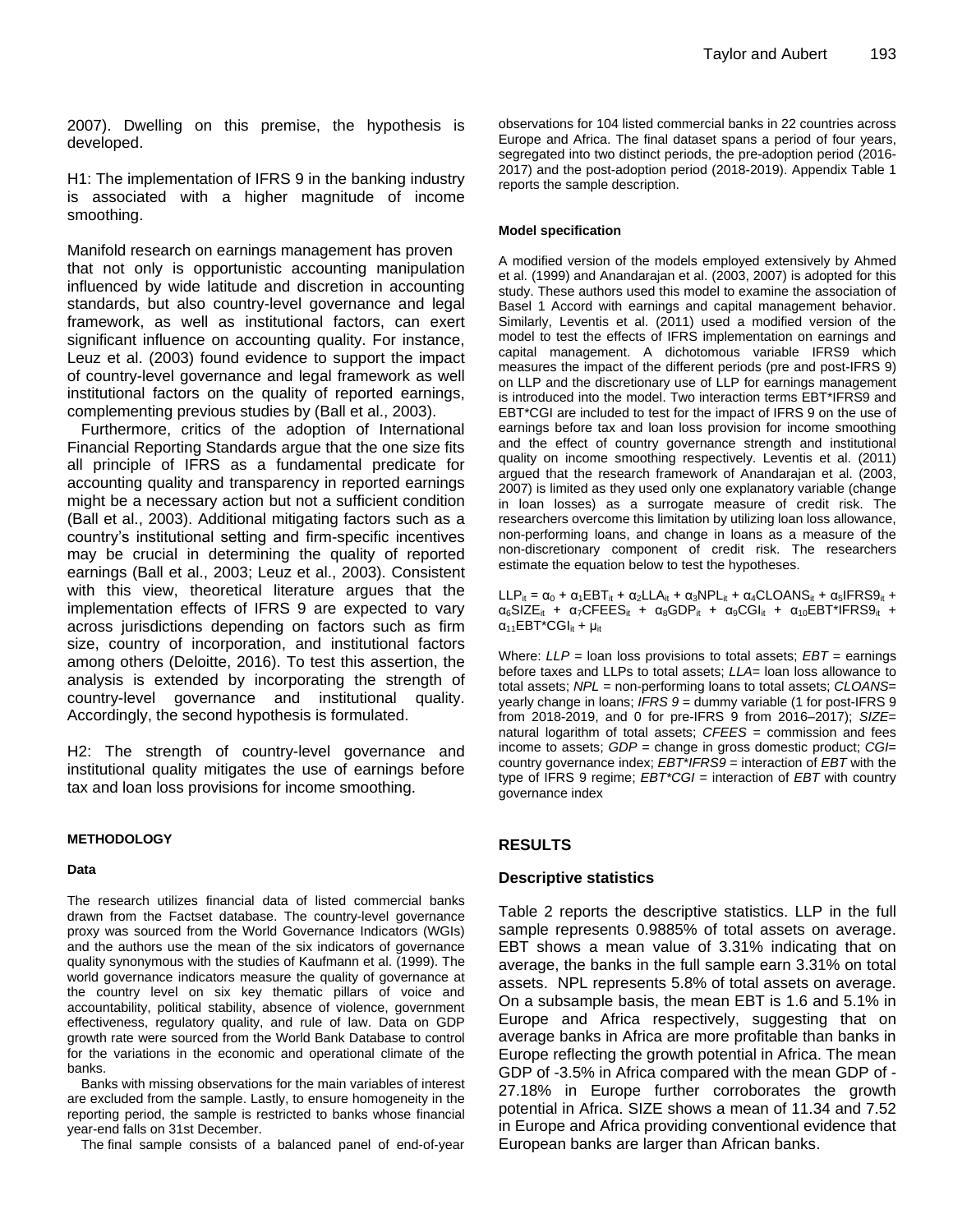2007). Dwelling on this premise, the hypothesis is developed.

H1: The implementation of IFRS 9 in the banking industry is associated with a higher magnitude of income smoothing.

Manifold research on earnings management has proven that not only is opportunistic accounting manipulation influenced by wide latitude and discretion in accounting standards, but also country-level governance and legal framework, as well as institutional factors, can exert significant influence on accounting quality. For instance, Leuz et al. (2003) found evidence to support the impact of country-level governance and legal framework as well institutional factors on the quality of reported earnings, complementing previous studies by (Ball et al., 2003).

Furthermore, critics of the adoption of International Financial Reporting Standards argue that the one size fits all principle of IFRS as a fundamental predicate for accounting quality and transparency in reported earnings might be a necessary action but not a sufficient condition (Ball et al., 2003). Additional mitigating factors such as a country's institutional setting and firm-specific incentives may be crucial in determining the quality of reported earnings (Ball et al., 2003; Leuz et al., 2003). Consistent with this view, theoretical literature argues that the implementation effects of IFRS 9 are expected to vary across jurisdictions depending on factors such as firm size, country of incorporation, and institutional factors among others (Deloitte, 2016). To test this assertion, the analysis is extended by incorporating the strength of country-level governance and institutional quality. Accordingly, the second hypothesis is formulated.

H2: The strength of country-level governance and institutional quality mitigates the use of earnings before tax and loan loss provisions for income smoothing.

## METHODOLOGY

### Data

The research utilizes financial data of listed commercial banks drawn from the Factset database. The country-level governance proxy was sourced from the World Governance Indicators (WGIs) and the authors use the mean of the six indicators of governance quality synonymous with the studies of Kaufmann et al. (1999). The world governance indicators measure the quality of governance at the country level on six key thematic pillars of voice and accountability, political stability, absence of violence, government effectiveness, regulatory quality, and rule of law. Data on GDP growth rate were sourced from the World Bank Database to control for the variations in the economic and operational climate of the banks.

Banks with missing observations for the main variables of interest are excluded from the sample. Lastly, to ensure homogeneity in the reporting period, the sample is restricted to banks whose financial year-end falls on 31st December.

The final sample consists of a balanced panel of end-of-year observations for 104 listed commercial banks in 22 countries across Europe and Africa. The final dataset spans a period of four years, segregated into two distinct periods, the pre-adoption period (2016-2017) and the post-adoption period (2018-2019). Appendix Table 1 reports the sample description.

### Model specification

A modified version of the models employed extensively by Ahmed et al. (1999) and Anandarajan et al. (2003, 2007) is adopted for this study. These authors used this model to examine the association of Basel 1 Accord with earnings and capital management behavior. Similarly, Leventis et al. (2011) used a modified version of the model to test the effects of IFRS implementation on earnings and capital management. A dichotomous variable IFRS9 which measures the impact of the different periods (pre and post-IFRS 9) on LLP and the discretionary use of LLP for earnings management is introduced into the model. Two interaction terms EBT*IFRS9 and EBT*CGI are included to test for the impact of IFRS 9 on the use of earnings before tax and loan loss provision for income smoothing and the effect of country governance strength and institutional quality on income smoothing respectively. Leventis et al. (2011) argued that the research framework of Anandarajan et al. (2003, 2007) is limited as they used only one explanatory variable (change in loan losses) as a surrogate measure of credit risk. The researchers overcome this limitation by utilizing loan loss allowance, non-performing loans, and change in loans as a measure of the non-discretionary component of credit risk. The researchers estimate the equation below to test the hypotheses.

$$LLP_{it} = \alpha_0 + \alpha_1 EBT_{it} + \alpha_2 LLA_{it} + \alpha_3 NPL_{it} + \alpha_4 CLOANS_{it} + \alpha_5 IFRS9_{it} + \alpha_6 SIZE_{it} + \alpha_7 CFEES_{it} + \alpha_8 GDP_{it} + \alpha_9 CGI_{it} + \alpha_{10} EBT{*}IFRS9_{it} + \alpha_{11} EBT{*}CGI_{it} + \mu_{it}$$

Where: *LLP* = loan loss provisions to total assets; *EBT* = earnings before taxes and LLPs to total assets; *LLA*= loan loss allowance to total assets; *NPL* = non-performing loans to total assets; *CLOANS*= yearly change in loans; *IFRS 9* = dummy variable (1 for post-IFRS 9 from 2018-2019, and 0 for pre-IFRS 9 from 2016–2017); *SIZE*= natural logarithm of total assets; *CFEES* = commission and fees income to assets; *GDP* = change in gross domestic product; *CGI*= country governance index; *EBT*IFRS9* = interaction of *EBT* with the type of IFRS 9 regime; *EBT*CGI* = interaction of *EBT* with country governance index

## RESULTS

### Descriptive statistics

Table 2 reports the descriptive statistics. LLP in the full sample represents 0.9885% of total assets on average. EBT shows a mean value of 3.31% indicating that on average, the banks in the full sample earn 3.31% on total assets. NPL represents 5.8% of total assets on average. On a subsample basis, the mean EBT is 1.6 and 5.1% in Europe and Africa respectively, suggesting that on average banks in Africa are more profitable than banks in Europe reflecting the growth potential in Africa. The mean GDP of -3.5% in Africa compared with the mean GDP of -27.18% in Europe further corroborates the growth potential in Africa. SIZE shows a mean of 11.34 and 7.52 in Europe and Africa providing conventional evidence that European banks are larger than African banks.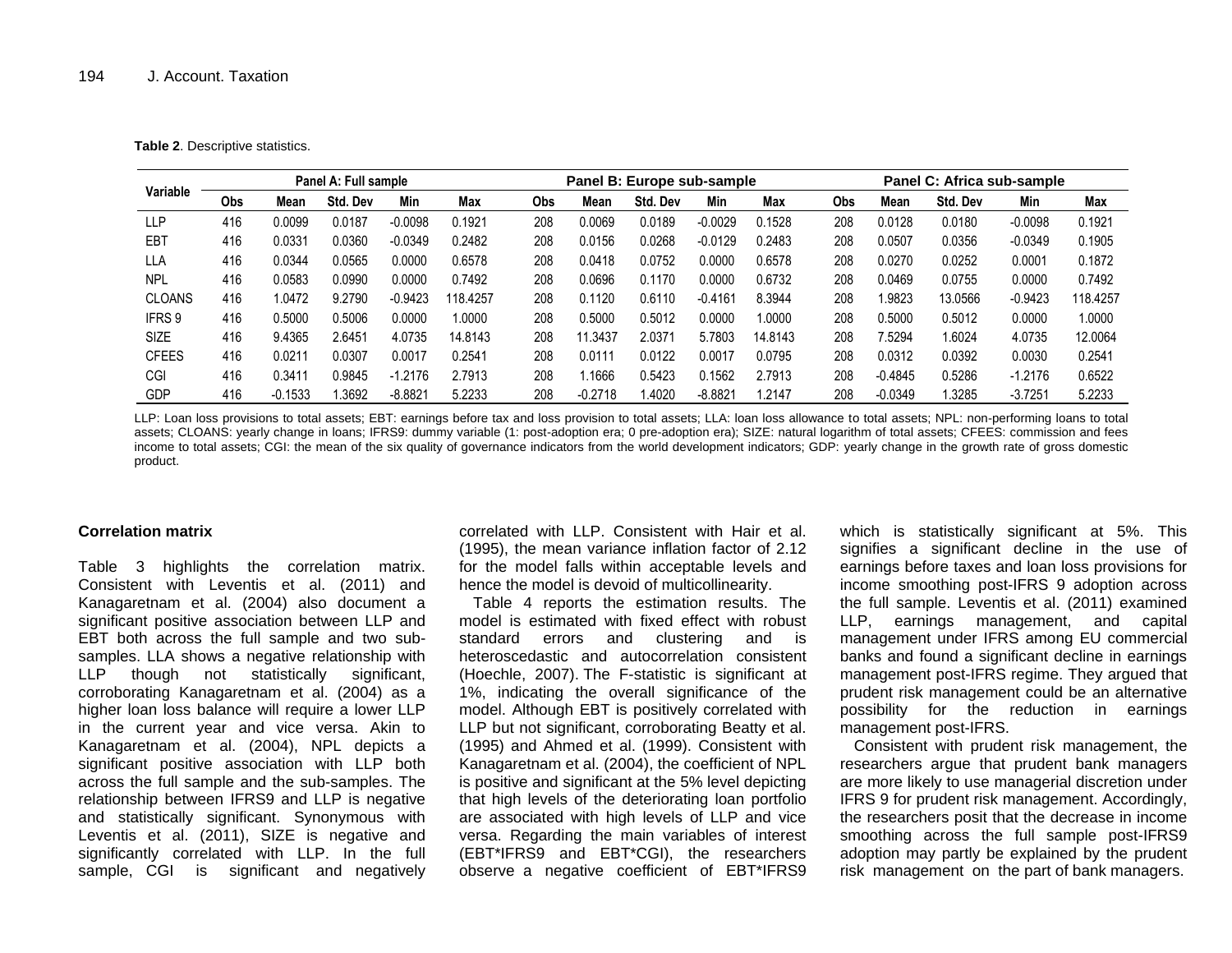**Table 2**. Descriptive statistics.

| Variable | Panel A: Full sample | | | | | Panel B: Europe sub-sample | | | | | Panel C: Africa sub-sample | | | | |
|---|---|---|---|---|---|---|---|---|---|---|---|---|---|---|---|
| | Obs | Mean | Std. Dev | Min | Max | Obs | Mean | Std. Dev | Min | Max | Obs | Mean | Std. Dev | Min | Max |
| LLP | 416 | 0.0099 | 0.0187 | -0.0098 | 0.1921 | 208 | 0.0069 | 0.0189 | -0.0029 | 0.1528 | 208 | 0.0128 | 0.0180 | -0.0098 | 0.1921 |
| EBT | 416 | 0.0331 | 0.0360 | -0.0349 | 0.2482 | 208 | 0.0156 | 0.0268 | -0.0129 | 0.2483 | 208 | 0.0507 | 0.0356 | -0.0349 | 0.1905 |
| LLA | 416 | 0.0344 | 0.0565 | 0.0000 | 0.6578 | 208 | 0.0418 | 0.0752 | 0.0000 | 0.6578 | 208 | 0.0270 | 0.0252 | 0.0001 | 0.1872 |
| NPL | 416 | 0.0583 | 0.0990 | 0.0000 | 0.7492 | 208 | 0.0696 | 0.1170 | 0.0000 | 0.6732 | 208 | 0.0469 | 0.0755 | 0.0000 | 0.7492 |
| CLOANS | 416 | 1.0472 | 9.2790 | -0.9423 | 118.4257 | 208 | 0.1120 | 0.6110 | -0.4161 | 8.3944 | 208 | 1.9823 | 13.0566 | -0.9423 | 118.4257 |
| IFRS 9 | 416 | 0.5000 | 0.5006 | 0.0000 | 1.0000 | 208 | 0.5000 | 0.5012 | 0.0000 | 1.0000 | 208 | 0.5000 | 0.5012 | 0.0000 | 1.0000 |
| SIZE | 416 | 9.4365 | 2.6451 | 4.0735 | 14.8143 | 208 | 11.3437 | 2.0371 | 5.7803 | 14.8143 | 208 | 7.5294 | 1.6024 | 4.0735 | 12.0064 |
| CFEES | 416 | 0.0211 | 0.0307 | 0.0017 | 0.2541 | 208 | 0.0111 | 0.0122 | 0.0017 | 0.0795 | 208 | 0.0312 | 0.0392 | 0.0030 | 0.2541 |
| CGI | 416 | 0.3411 | 0.9845 | -1.2176 | 2.7913 | 208 | 1.1666 | 0.5423 | 0.1562 | 2.7913 | 208 | -0.4845 | 0.5286 | -1.2176 | 0.6522 |
| GDP | 416 | -0.1533 | 1.3692 | -8.8821 | 5.2233 | 208 | -0.2718 | 1.4020 | -8.8821 | 1.2147 | 208 | -0.0349 | 1.3285 | -3.7251 | 5.2233 |

LLP: Loan loss provisions to total assets; EBT: earnings before tax and loss provision to total assets; LLA: loan loss allowance to total assets; NPL: non-performing loans to total assets; CLOANS: yearly change in loans; IFRS9: dummy variable (1: post-adoption era; 0 pre-adoption era); SIZE: natural logarithm of total assets; CFEES: commission and fees income to total assets; CGI: the mean of the six quality of governance indicators from the world development indicators; GDP: yearly change in the growth rate of gross domestic product.

**Correlation matrix**

Table 3 highlights the correlation matrix. Consistent with Leventis et al. (2011) and Kanagaretnam et al. (2004) also document a significant positive association between LLP and EBT both across the full sample and two sub-samples. LLA shows a negative relationship with LLP though not statistically significant, corroborating Kanagaretnam et al. (2004) as a higher loan loss balance will require a lower LLP in the current year and vice versa. Akin to Kanagaretnam et al. (2004), NPL depicts a significant positive association with LLP both across the full sample and the sub-samples. The relationship between IFRS9 and LLP is negative and statistically significant. Synonymous with Leventis et al. (2011), SIZE is negative and significantly correlated with LLP. In the full sample, CGI is significant and negatively correlated with LLP. Consistent with Hair et al. (1995), the mean variance inflation factor of 2.12 for the model falls within acceptable levels and hence the model is devoid of multicollinearity.

Table 4 reports the estimation results. The model is estimated with fixed effect with robust standard errors and clustering and is heteroscedastic and autocorrelation consistent (Hoechle, 2007). The F-statistic is significant at 1%, indicating the overall significance of the model. Although EBT is positively correlated with LLP but not significant, corroborating Beatty et al. (1995) and Ahmed et al. (1999). Consistent with Kanagaretnam et al. (2004), the coefficient of NPL is positive and significant at the 5% level depicting that high levels of the deteriorating loan portfolio are associated with high levels of LLP and vice versa. Regarding the main variables of interest (EBT*IFRS9 and EBT*CGI), the researchers observe a negative coefficient of EBT*IFRS9 which is statistically significant at 5%. This signifies a significant decline in the use of earnings before taxes and loan loss provisions for income smoothing post-IFRS 9 adoption across the full sample. Leventis et al. (2011) examined LLP, earnings management, and capital management under IFRS among EU commercial banks and found a significant decline in earnings management post-IFRS regime. They argued that prudent risk management could be an alternative possibility for the reduction in earnings management post-IFRS.

Consistent with prudent risk management, the researchers argue that prudent bank managers are more likely to use managerial discretion under IFRS 9 for prudent risk management. Accordingly, the researchers posit that the decrease in income smoothing across the full sample post-IFRS9 adoption may partly be explained by the prudent risk management on the part of bank managers.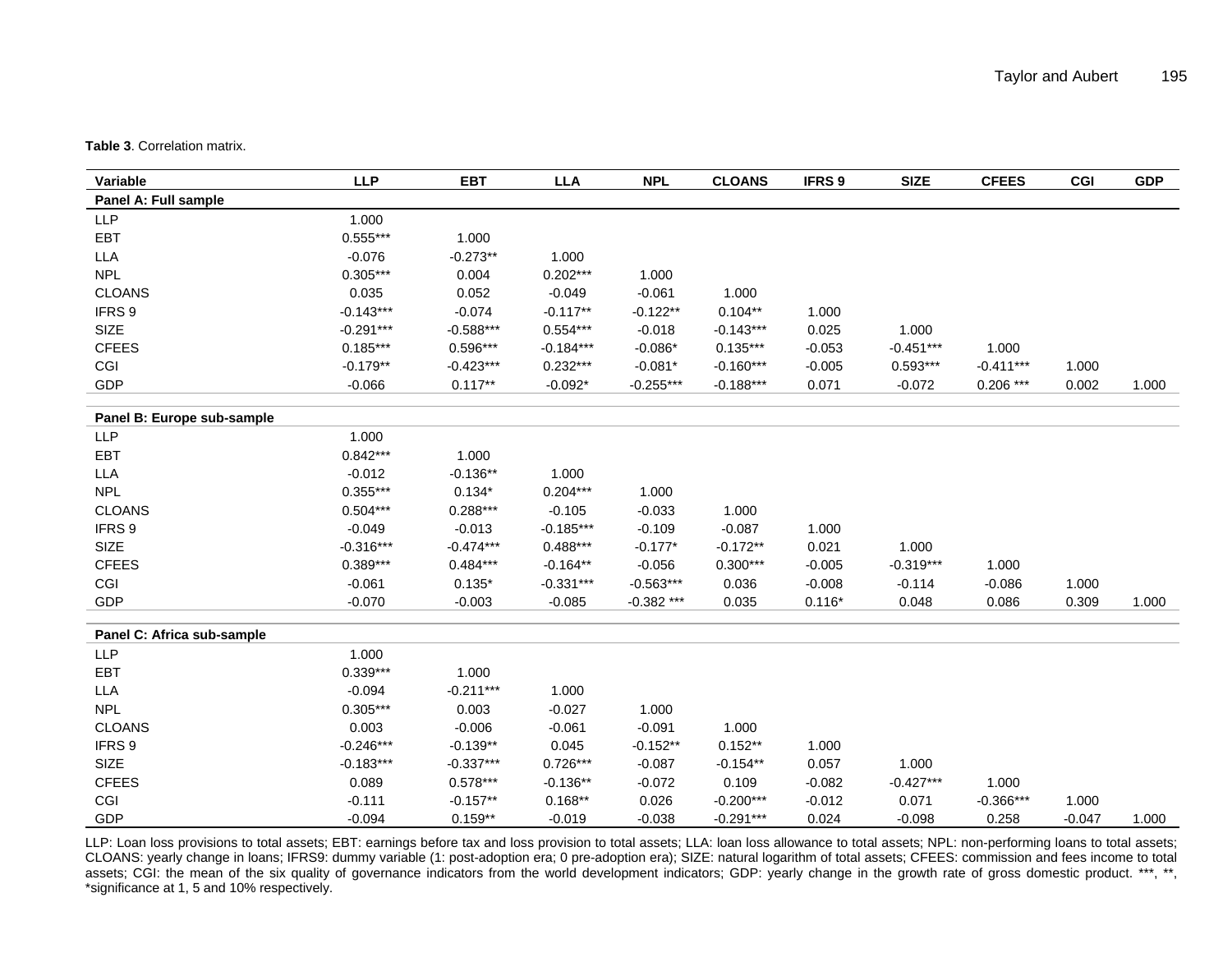**Table 3**. Correlation matrix.

| Variable | LLP | EBT | LLA | NPL | CLOANS | IFRS 9 | SIZE | CFEES | CGI | GDP |
|---|---|---|---|---|---|---|---|---|---|---|
| **Panel A: Full sample** | | | | | | | | | | |
| LLP | 1.000 | | | | | | | | | |
| EBT | 0.555*** | 1.000 | | | | | | | | |
| LLA | -0.076 | -0.273** | 1.000 | | | | | | | |
| NPL | 0.305*** | 0.004 | 0.202*** | 1.000 | | | | | | |
| CLOANS | 0.035 | 0.052 | -0.049 | -0.061 | 1.000 | | | | | |
| IFRS 9 | -0.143*** | -0.074 | -0.117** | -0.122** | 0.104** | 1.000 | | | | |
| SIZE | -0.291*** | -0.588*** | 0.554*** | -0.018 | -0.143*** | 0.025 | 1.000 | | | |
| CFEES | 0.185*** | 0.596*** | -0.184*** | -0.086* | 0.135*** | -0.053 | -0.451*** | 1.000 | | |
| CGI | -0.179** | -0.423*** | 0.232*** | -0.081* | -0.160*** | -0.005 | 0.593*** | -0.411*** | 1.000 | |
| GDP | -0.066 | 0.117** | -0.092* | -0.255*** | -0.188*** | 0.071 | -0.072 | 0.206 *** | 0.002 | 1.000 |
| **Panel B: Europe sub-sample** | | | | | | | | | | |
| LLP | 1.000 | | | | | | | | | |
| EBT | 0.842*** | 1.000 | | | | | | | | |
| LLA | -0.012 | -0.136** | 1.000 | | | | | | | |
| NPL | 0.355*** | 0.134* | 0.204*** | 1.000 | | | | | | |
| CLOANS | 0.504*** | 0.288*** | -0.105 | -0.033 | 1.000 | | | | | |
| IFRS 9 | -0.049 | -0.013 | -0.185*** | -0.109 | -0.087 | 1.000 | | | | |
| SIZE | -0.316*** | -0.474*** | 0.488*** | -0.177* | -0.172** | 0.021 | 1.000 | | | |
| CFEES | 0.389*** | 0.484*** | -0.164** | -0.056 | 0.300*** | -0.005 | -0.319*** | 1.000 | | |
| CGI | -0.061 | 0.135* | -0.331*** | -0.563*** | 0.036 | -0.008 | -0.114 | -0.086 | 1.000 | |
| GDP | -0.070 | -0.003 | -0.085 | -0.382 *** | 0.035 | 0.116* | 0.048 | 0.086 | 0.309 | 1.000 |
| **Panel C: Africa sub-sample** | | | | | | | | | | |
| LLP | 1.000 | | | | | | | | | |
| EBT | 0.339*** | 1.000 | | | | | | | | |
| LLA | -0.094 | -0.211*** | 1.000 | | | | | | | |
| NPL | 0.305*** | 0.003 | -0.027 | 1.000 | | | | | | |
| CLOANS | 0.003 | -0.006 | -0.061 | -0.091 | 1.000 | | | | | |
| IFRS 9 | -0.246*** | -0.139** | 0.045 | -0.152** | 0.152** | 1.000 | | | | |
| SIZE | -0.183*** | -0.337*** | 0.726*** | -0.087 | -0.154** | 0.057 | 1.000 | | | |
| CFEES | 0.089 | 0.578*** | -0.136** | -0.072 | 0.109 | -0.082 | -0.427*** | 1.000 | | |
| CGI | -0.111 | -0.157** | 0.168** | 0.026 | -0.200*** | -0.012 | 0.071 | -0.366*** | 1.000 | |
| GDP | -0.094 | 0.159** | -0.019 | -0.038 | -0.291*** | 0.024 | -0.098 | 0.258 | -0.047 | 1.000 |

LLP: Loan loss provisions to total assets; EBT: earnings before tax and loss provision to total assets; LLA: loan loss allowance to total assets; NPL: non-performing loans to total assets; CLOANS: yearly change in loans; IFRS9: dummy variable (1: post-adoption era; 0 pre-adoption era); SIZE: natural logarithm of total assets; CFEES: commission and fees income to total assets; CGI: the mean of the six quality of governance indicators from the world development indicators; GDP: yearly change in the growth rate of gross domestic product. ***, **, *significance at 1, 5 and 10% respectively.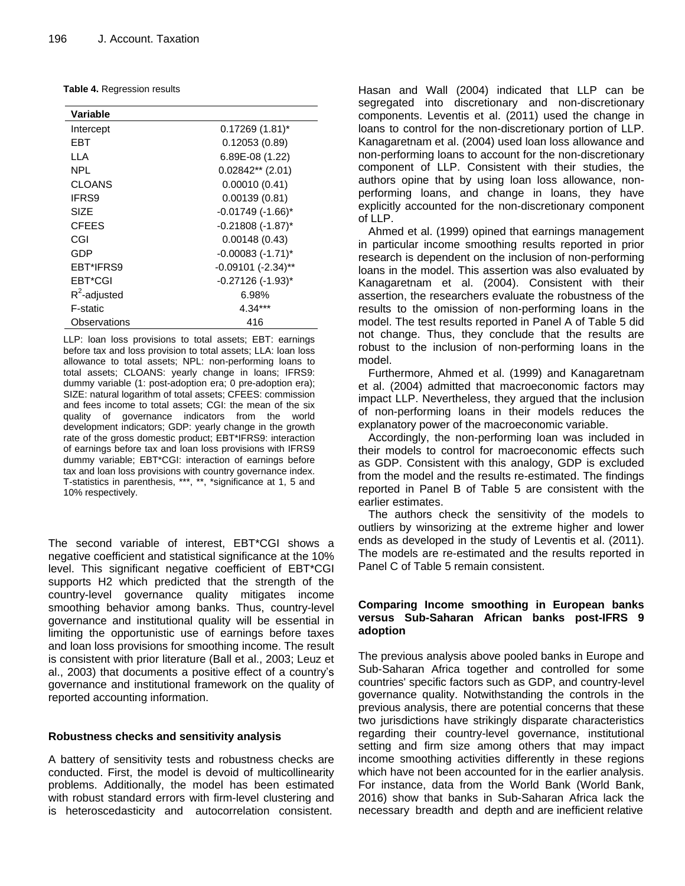**Table 4.** Regression results

| Variable | |
|---|---|
| Intercept | 0.17269 (1.81)* |
| EBT | 0.12053 (0.89) |
| LLA | 6.89E-08 (1.22) |
| NPL | 0.02842** (2.01) |
| CLOANS | 0.00010 (0.41) |
| IFRS9 | 0.00139 (0.81) |
| SIZE | -0.01749 (-1.66)* |
| CFEES | -0.21808 (-1.87)* |
| CGI | 0.00148 (0.43) |
| GDP | -0.00083 (-1.71)* |
| EBT*IFRS9 | -0.09101 (-2.34)** |
| EBT*CGI | -0.27126 (-1.93)* |
| $R^2$-adjusted | 6.98% |
| F-static | 4.34*** |
| Observations | 416 |

LLP: loan loss provisions to total assets; EBT: earnings before tax and loss provision to total assets; LLA: loan loss allowance to total assets; NPL: non-performing loans to total assets; CLOANS: yearly change in loans; IFRS9: dummy variable (1: post-adoption era; 0 pre-adoption era); SIZE: natural logarithm of total assets; CFEES: commission and fees income to total assets; CGI: the mean of the six quality of governance indicators from the world development indicators; GDP: yearly change in the growth rate of the gross domestic product; EBT*IFRS9: interaction of earnings before tax and loan loss provisions with IFRS9 dummy variable; EBT*CGI: interaction of earnings before tax and loan loss provisions with country governance index. T-statistics in parenthesis, ***, **, *significance at 1, 5 and 10% respectively.

The second variable of interest, EBT*CGI shows a negative coefficient and statistical significance at the 10% level. This significant negative coefficient of EBT*CGI supports H2 which predicted that the strength of the country-level governance quality mitigates income smoothing behavior among banks. Thus, country-level governance and institutional quality will be essential in limiting the opportunistic use of earnings before taxes and loan loss provisions for smoothing income. The result is consistent with prior literature (Ball et al., 2003; Leuz et al., 2003) that documents a positive effect of a country's governance and institutional framework on the quality of reported accounting information.

### Robustness checks and sensitivity analysis

A battery of sensitivity tests and robustness checks are conducted. First, the model is devoid of multicollinearity problems. Additionally, the model has been estimated with robust standard errors with firm-level clustering and is heteroscedasticity and autocorrelation consistent. Hasan and Wall (2004) indicated that LLP can be segregated into discretionary and non-discretionary components. Leventis et al. (2011) used the change in loans to control for the non-discretionary portion of LLP. Kanagaretnam et al. (2004) used loan loss allowance and non-performing loans to account for the non-discretionary component of LLP. Consistent with their studies, the authors opine that by using loan loss allowance, non-performing loans, and change in loans, they have explicitly accounted for the non-discretionary component of LLP.

Ahmed et al. (1999) opined that earnings management in particular income smoothing results reported in prior research is dependent on the inclusion of non-performing loans in the model. This assertion was also evaluated by Kanagaretnam et al. (2004). Consistent with their assertion, the researchers evaluate the robustness of the results to the omission of non-performing loans in the model. The test results reported in Panel A of Table 5 did not change. Thus, they conclude that the results are robust to the inclusion of non-performing loans in the model.

Furthermore, Ahmed et al. (1999) and Kanagaretnam et al. (2004) admitted that macroeconomic factors may impact LLP. Nevertheless, they argued that the inclusion of non-performing loans in their models reduces the explanatory power of the macroeconomic variable.

Accordingly, the non-performing loan was included in their models to control for macroeconomic effects such as GDP. Consistent with this analogy, GDP is excluded from the model and the results re-estimated. The findings reported in Panel B of Table 5 are consistent with the earlier estimates.

The authors check the sensitivity of the models to outliers by winsorizing at the extreme higher and lower ends as developed in the study of Leventis et al. (2011). The models are re-estimated and the results reported in Panel C of Table 5 remain consistent.

### Comparing Income smoothing in European banks versus Sub-Saharan African banks post-IFRS 9 adoption

The previous analysis above pooled banks in Europe and Sub-Saharan Africa together and controlled for some countries' specific factors such as GDP, and country-level governance quality. Notwithstanding the controls in the previous analysis, there are potential concerns that these two jurisdictions have strikingly disparate characteristics regarding their country-level governance, institutional setting and firm size among others that may impact income smoothing activities differently in these regions which have not been accounted for in the earlier analysis. For instance, data from the World Bank (World Bank, 2016) show that banks in Sub-Saharan Africa lack the necessary breadth and depth and are inefficient relative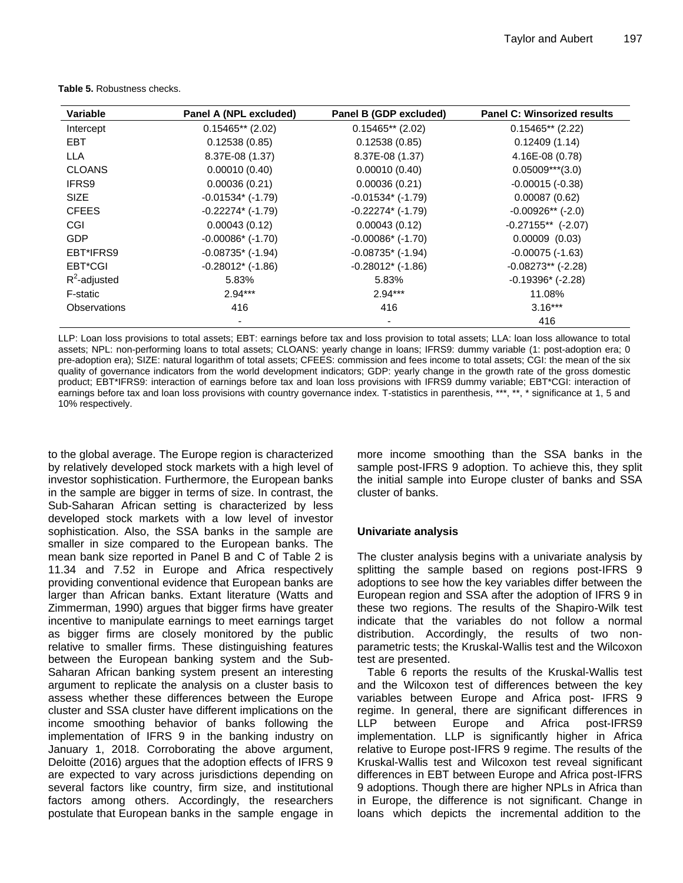**Table 5.** Robustness checks.

| Variable | Panel A (NPL excluded) | Panel B (GDP excluded) | Panel C: Winsorized results |
|---|---|---|---|
| Intercept | 0.15465** (2.02) | 0.15465** (2.02) | 0.15465** (2.22) |
| EBT | 0.12538 (0.85) | 0.12538 (0.85) | 0.12409 (1.14) |
| LLA | 8.37E-08 (1.37) | 8.37E-08 (1.37) | 4.16E-08 (0.78) |
| CLOANS | 0.00010 (0.40) | 0.00010 (0.40) | 0.05009***(3.0) |
| IFRS9 | 0.00036 (0.21) | 0.00036 (0.21) | -0.00015 (-0.38) |
| SIZE | -0.01534* (-1.79) | -0.01534* (-1.79) | 0.00087 (0.62) |
| CFEES | -0.22274* (-1.79) | -0.22274* (-1.79) | -0.00926** (-2.0) |
| CGI | 0.00043 (0.12) | 0.00043 (0.12) | -0.27155** (-2.07) |
| GDP | -0.00086* (-1.70) | -0.00086* (-1.70) | 0.00009 (0.03) |
| EBT*IFRS9 | -0.08735* (-1.94) | -0.08735* (-1.94) | -0.00075 (-1.63) |
| EBT*CGI | -0.28012* (-1.86) | -0.28012* (-1.86) | -0.08273** (-2.28) |
| $R^2$-adjusted | 5.83% | 5.83% | -0.19396* (-2.28) |
| F-static | 2.94*** | 2.94*** | 11.08% |
| Observations | 416 | 416 | 3.16*** |
| | - | - | 416 |

LLP: Loan loss provisions to total assets; EBT: earnings before tax and loss provision to total assets; LLA: loan loss allowance to total assets; NPL: non-performing loans to total assets; CLOANS: yearly change in loans; IFRS9: dummy variable (1: post-adoption era; 0 pre-adoption era); SIZE: natural logarithm of total assets; CFEES: commission and fees income to total assets; CGI: the mean of the six quality of governance indicators from the world development indicators; GDP: yearly change in the growth rate of the gross domestic product; EBT*IFRS9: interaction of earnings before tax and loan loss provisions with IFRS9 dummy variable; EBT*CGI: interaction of earnings before tax and loan loss provisions with country governance index. T-statistics in parenthesis, ***, **, * significance at 1, 5 and 10% respectively.

to the global average. The Europe region is characterized by relatively developed stock markets with a high level of investor sophistication. Furthermore, the European banks in the sample are bigger in terms of size. In contrast, the Sub-Saharan African setting is characterized by less developed stock markets with a low level of investor sophistication. Also, the SSA banks in the sample are smaller in size compared to the European banks. The mean bank size reported in Panel B and C of Table 2 is 11.34 and 7.52 in Europe and Africa respectively providing conventional evidence that European banks are larger than African banks. Extant literature (Watts and Zimmerman, 1990) argues that bigger firms have greater incentive to manipulate earnings to meet earnings target as bigger firms are closely monitored by the public relative to smaller firms. These distinguishing features between the European banking system and the Sub-Saharan African banking system present an interesting argument to replicate the analysis on a cluster basis to assess whether these differences between the Europe cluster and SSA cluster have different implications on the income smoothing behavior of banks following the implementation of IFRS 9 in the banking industry on January 1, 2018. Corroborating the above argument, Deloitte (2016) argues that the adoption effects of IFRS 9 are expected to vary across jurisdictions depending on several factors like country, firm size, and institutional factors among others. Accordingly, the researchers postulate that European banks in the sample engage in more income smoothing than the SSA banks in the sample post-IFRS 9 adoption. To achieve this, they split the initial sample into Europe cluster of banks and SSA cluster of banks.

### Univariate analysis

The cluster analysis begins with a univariate analysis by splitting the sample based on regions post-IFRS 9 adoptions to see how the key variables differ between the European region and SSA after the adoption of IFRS 9 in these two regions. The results of the Shapiro-Wilk test indicate that the variables do not follow a normal distribution. Accordingly, the results of two non-parametric tests; the Kruskal-Wallis test and the Wilcoxon test are presented.

Table 6 reports the results of the Kruskal-Wallis test and the Wilcoxon test of differences between the key variables between Europe and Africa post- IFRS 9 regime. In general, there are significant differences in LLP between Europe and Africa post-IFRS9 implementation. LLP is significantly higher in Africa relative to Europe post-IFRS 9 regime. The results of the Kruskal-Wallis test and Wilcoxon test reveal significant differences in EBT between Europe and Africa post-IFRS 9 adoptions. Though there are higher NPLs in Africa than in Europe, the difference is not significant. Change in loans which depicts the incremental addition to the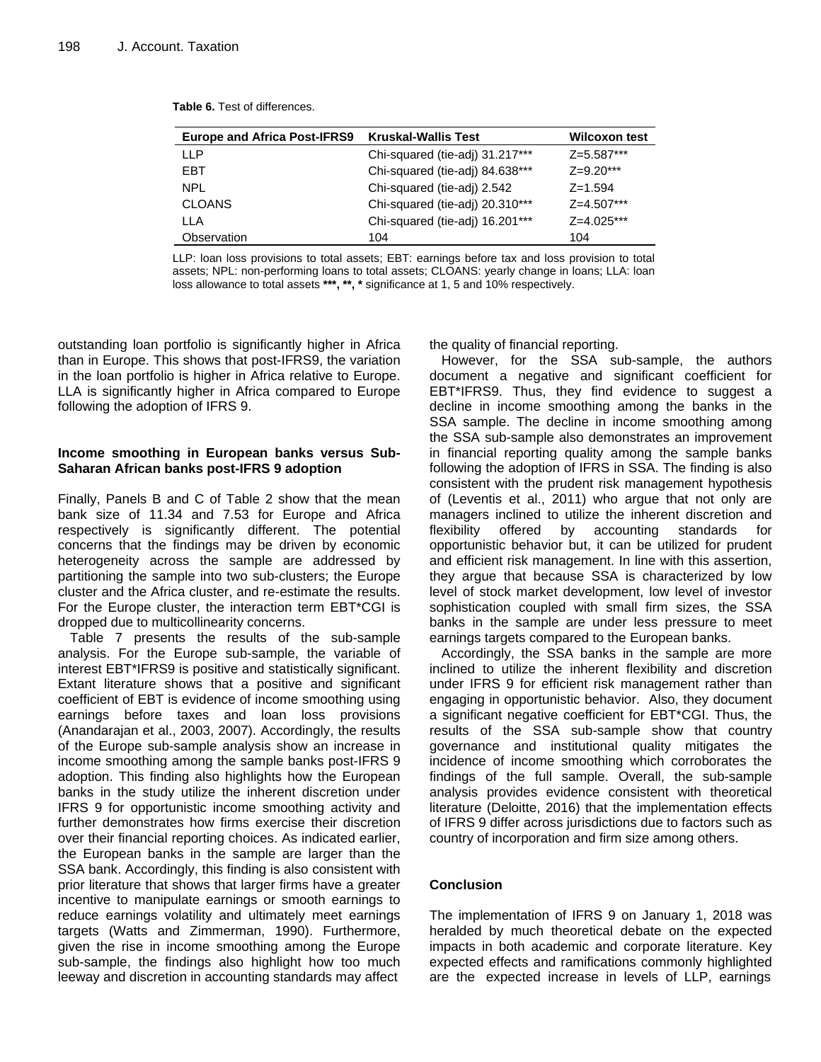**Table 6.** Test of differences.

| Europe and Africa Post-IFRS9 | Kruskal-Wallis Test | Wilcoxon test |
|---|---|---|
| LLP | Chi-squared (tie-adj) 31.217*** | Z=5.587*** |
| EBT | Chi-squared (tie-adj) 84.638*** | Z=9.20*** |
| NPL | Chi-squared (tie-adj) 2.542 | Z=1.594 |
| CLOANS | Chi-squared (tie-adj) 20.310*** | Z=4.507*** |
| LLA | Chi-squared (tie-adj) 16.201*** | Z=4.025*** |
| Observation | 104 | 104 |

LLP: loan loss provisions to total assets; EBT: earnings before tax and loss provision to total assets; NPL: non-performing loans to total assets; CLOANS: yearly change in loans; LLA: loan loss allowance to total assets **\*\*\*, \*\*, \*** significance at 1, 5 and 10% respectively.

outstanding loan portfolio is significantly higher in Africa than in Europe. This shows that post-IFRS9, the variation in the loan portfolio is higher in Africa relative to Europe. LLA is significantly higher in Africa compared to Europe following the adoption of IFRS 9.

### Income smoothing in European banks versus Sub-Saharan African banks post-IFRS 9 adoption

Finally, Panels B and C of Table 2 show that the mean bank size of 11.34 and 7.53 for Europe and Africa respectively is significantly different. The potential concerns that the findings may be driven by economic heterogeneity across the sample are addressed by partitioning the sample into two sub-clusters; the Europe cluster and the Africa cluster, and re-estimate the results. For the Europe cluster, the interaction term EBT*CGI is dropped due to multicollinearity concerns.

Table 7 presents the results of the sub-sample analysis. For the Europe sub-sample, the variable of interest EBT*IFRS9 is positive and statistically significant. Extant literature shows that a positive and significant coefficient of EBT is evidence of income smoothing using earnings before taxes and loan loss provisions (Anandarajan et al., 2003, 2007). Accordingly, the results of the Europe sub-sample analysis show an increase in income smoothing among the sample banks post-IFRS 9 adoption. This finding also highlights how the European banks in the study utilize the inherent discretion under IFRS 9 for opportunistic income smoothing activity and further demonstrates how firms exercise their discretion over their financial reporting choices. As indicated earlier, the European banks in the sample are larger than the SSA bank. Accordingly, this finding is also consistent with prior literature that shows that larger firms have a greater incentive to manipulate earnings or smooth earnings to reduce earnings volatility and ultimately meet earnings targets (Watts and Zimmerman, 1990). Furthermore, given the rise in income smoothing among the Europe sub-sample, the findings also highlight how too much leeway and discretion in accounting standards may affect the quality of financial reporting.

However, for the SSA sub-sample, the authors document a negative and significant coefficient for EBT*IFRS9. Thus, they find evidence to suggest a decline in income smoothing among the banks in the SSA sample. The decline in income smoothing among the SSA sub-sample also demonstrates an improvement in financial reporting quality among the sample banks following the adoption of IFRS in SSA. The finding is also consistent with the prudent risk management hypothesis of (Leventis et al., 2011) who argue that not only are managers inclined to utilize the inherent discretion and flexibility offered by accounting standards for opportunistic behavior but, it can be utilized for prudent and efficient risk management. In line with this assertion, they argue that because SSA is characterized by low level of stock market development, low level of investor sophistication coupled with small firm sizes, the SSA banks in the sample are under less pressure to meet earnings targets compared to the European banks.

Accordingly, the SSA banks in the sample are more inclined to utilize the inherent flexibility and discretion under IFRS 9 for efficient risk management rather than engaging in opportunistic behavior. Also, they document a significant negative coefficient for EBT*CGI. Thus, the results of the SSA sub-sample show that country governance and institutional quality mitigates the incidence of income smoothing which corroborates the findings of the full sample. Overall, the sub-sample analysis provides evidence consistent with theoretical literature (Deloitte, 2016) that the implementation effects of IFRS 9 differ across jurisdictions due to factors such as country of incorporation and firm size among others.

## Conclusion

The implementation of IFRS 9 on January 1, 2018 was heralded by much theoretical debate on the expected impacts in both academic and corporate literature. Key expected effects and ramifications commonly highlighted are the expected increase in levels of LLP, earnings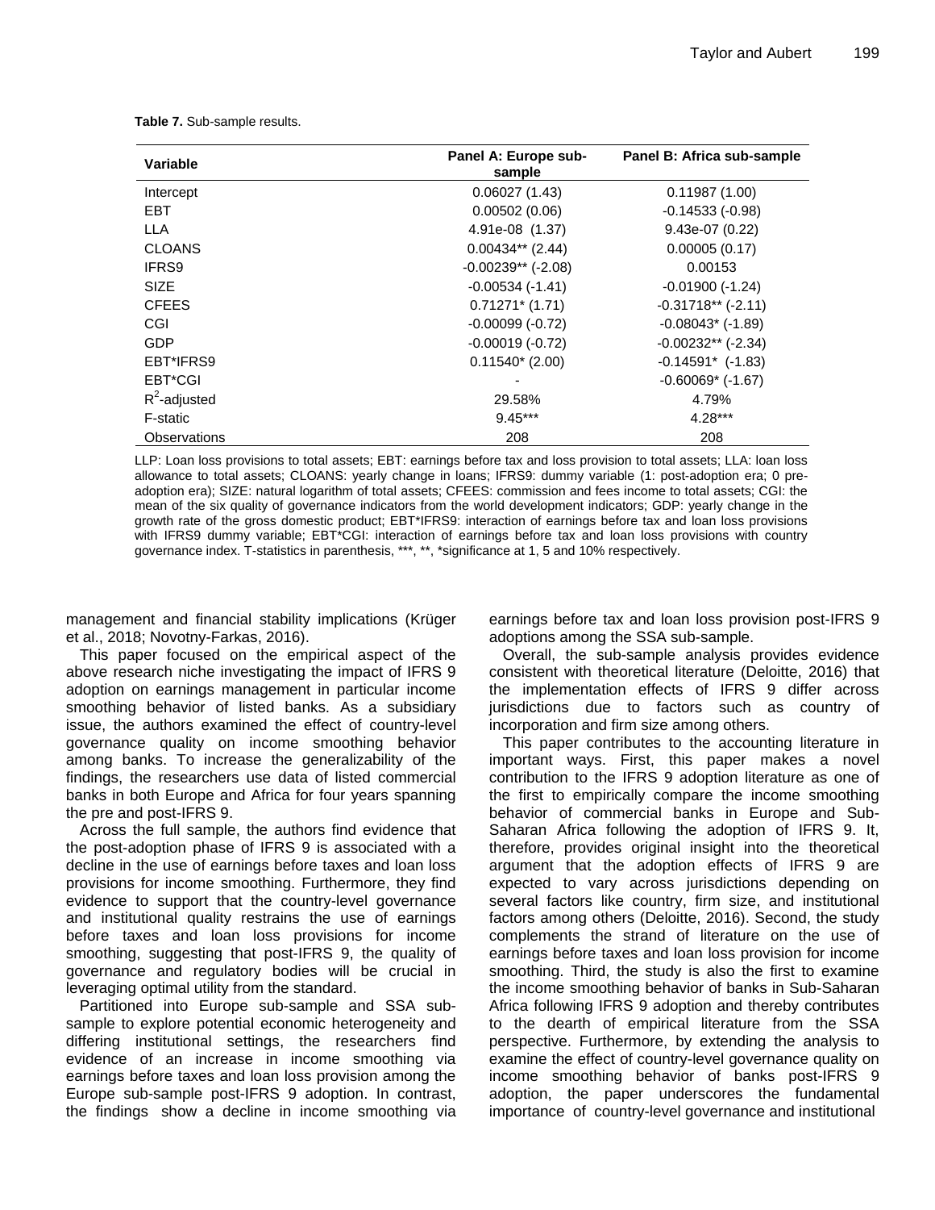**Table 7.** Sub-sample results.

| Variable | Panel A: Europe sub-sample | Panel B: Africa sub-sample |
|---|---|---|
| Intercept | 0.06027 (1.43) | 0.11987 (1.00) |
| EBT | 0.00502 (0.06) | -0.14533 (-0.98) |
| LLA | 4.91e-08 (1.37) | 9.43e-07 (0.22) |
| CLOANS | 0.00434** (2.44) | 0.00005 (0.17) |
| IFRS9 | -0.00239** (-2.08) | 0.00153 |
| SIZE | -0.00534 (-1.41) | -0.01900 (-1.24) |
| CFEES | 0.71271* (1.71) | -0.31718** (-2.11) |
| CGI | -0.00019 (-0.72) | -0.08043* (-1.89) |
| GDP | -0.00019 (-0.72) | -0.00232** (-2.34) |
| EBT*IFRS9 | 0.11540* (2.00) | -0.14591* (-1.83) |
| EBT*CGI | - | -0.60069* (-1.67) |
| $R^2$-adjusted | 29.58% | 4.79% |
| F-static | 9.45*** | 4.28*** |
| Observations | 208 | 208 |

LLP: Loan loss provisions to total assets; EBT: earnings before tax and loss provision to total assets; LLA: loan loss allowance to total assets; CLOANS: yearly change in loans; IFRS9: dummy variable (1: post-adoption era; 0 pre-adoption era); SIZE: natural logarithm of total assets; CFEES: commission and fees income to total assets; CGI: the mean of the six quality of governance indicators from the world development indicators; GDP: yearly change in the growth rate of the gross domestic product; EBT*IFRS9: interaction of earnings before tax and loan loss provisions with IFRS9 dummy variable; EBT*CGI: interaction of earnings before tax and loan loss provisions with country governance index. T-statistics in parenthesis, ***, **, *significance at 1, 5 and 10% respectively.

management and financial stability implications (Krüger et al., 2018; Novotny-Farkas, 2016).

This paper focused on the empirical aspect of the above research niche investigating the impact of IFRS 9 adoption on earnings management in particular income smoothing behavior of listed banks. As a subsidiary issue, the authors examined the effect of country-level governance quality on income smoothing behavior among banks. To increase the generalizability of the findings, the researchers use data of listed commercial banks in both Europe and Africa for four years spanning the pre and post-IFRS 9.

Across the full sample, the authors find evidence that the post-adoption phase of IFRS 9 is associated with a decline in the use of earnings before taxes and loan loss provisions for income smoothing. Furthermore, they find evidence to support that the country-level governance and institutional quality restrains the use of earnings before taxes and loan loss provisions for income smoothing, suggesting that post-IFRS 9, the quality of governance and regulatory bodies will be crucial in leveraging optimal utility from the standard.

Partitioned into Europe sub-sample and SSA sub-sample to explore potential economic heterogeneity and differing institutional settings, the researchers find evidence of an increase in income smoothing via earnings before taxes and loan loss provision among the Europe sub-sample post-IFRS 9 adoption. In contrast, the findings show a decline in income smoothing via earnings before tax and loan loss provision post-IFRS 9 adoptions among the SSA sub-sample.

Overall, the sub-sample analysis provides evidence consistent with theoretical literature (Deloitte, 2016) that the implementation effects of IFRS 9 differ across jurisdictions due to factors such as country of incorporation and firm size among others.

This paper contributes to the accounting literature in important ways. First, this paper makes a novel contribution to the IFRS 9 adoption literature as one of the first to empirically compare the income smoothing behavior of commercial banks in Europe and Sub-Saharan Africa following the adoption of IFRS 9. It, therefore, provides original insight into the theoretical argument that the adoption effects of IFRS 9 are expected to vary across jurisdictions depending on several factors like country, firm size, and institutional factors among others (Deloitte, 2016). Second, the study complements the strand of literature on the use of earnings before taxes and loan loss provision for income smoothing. Third, the study is also the first to examine the income smoothing behavior of banks in Sub-Saharan Africa following IFRS 9 adoption and thereby contributes to the dearth of empirical literature from the SSA perspective. Furthermore, by extending the analysis to examine the effect of country-level governance quality on income smoothing behavior of banks post-IFRS 9 adoption, the paper underscores the fundamental importance of country-level governance and institutional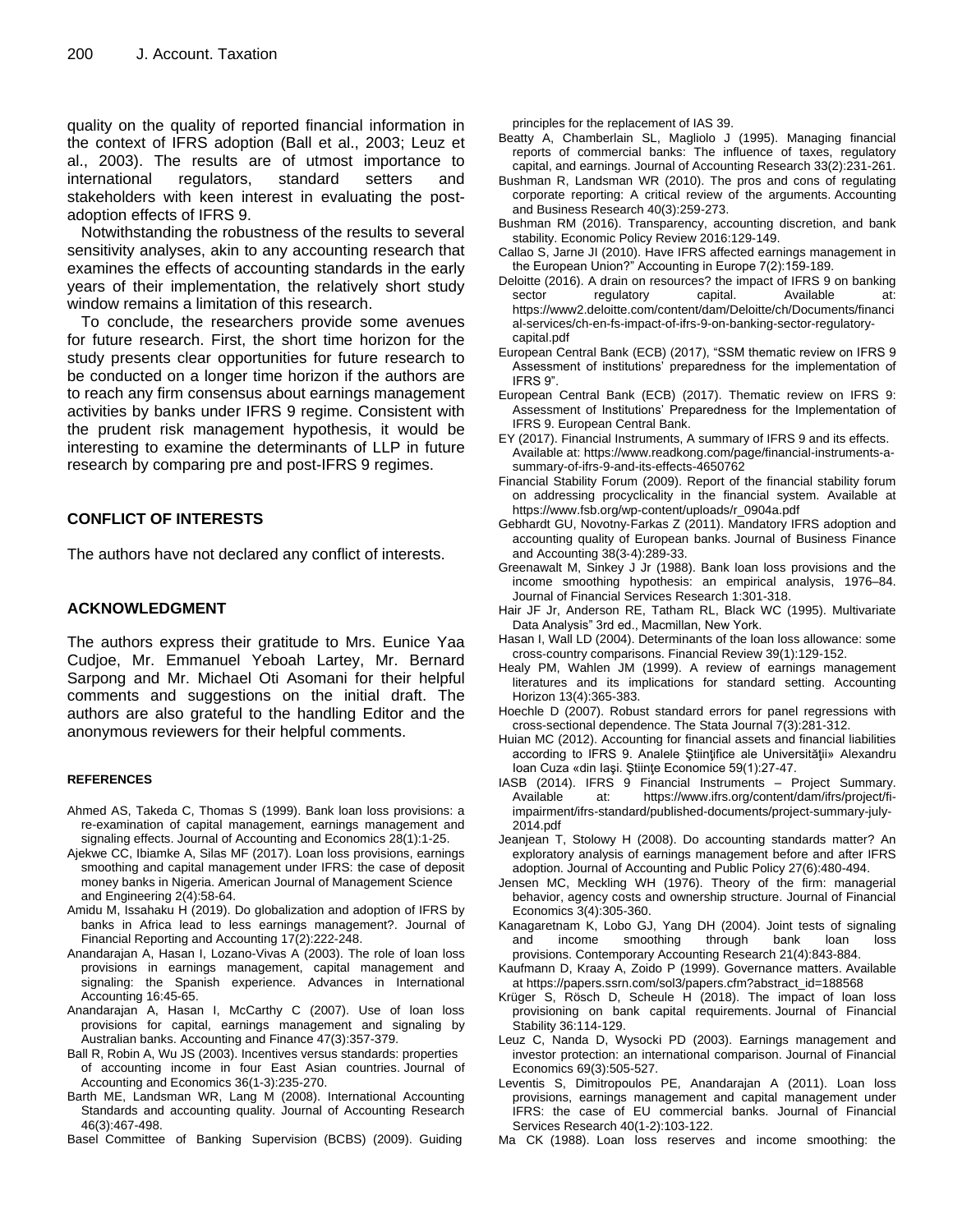quality on the quality of reported financial information in the context of IFRS adoption (Ball et al., 2003; Leuz et al., 2003). The results are of utmost importance to international regulators, standard setters and stakeholders with keen interest in evaluating the post-adoption effects of IFRS 9.

Notwithstanding the robustness of the results to several sensitivity analyses, akin to any accounting research that examines the effects of accounting standards in the early years of their implementation, the relatively short study window remains a limitation of this research.

To conclude, the researchers provide some avenues for future research. First, the short time horizon for the study presents clear opportunities for future research to be conducted on a longer time horizon if the authors are to reach any firm consensus about earnings management activities by banks under IFRS 9 regime. Consistent with the prudent risk management hypothesis, it would be interesting to examine the determinants of LLP in future research by comparing pre and post-IFRS 9 regimes.

## CONFLICT OF INTERESTS

The authors have not declared any conflict of interests.

## ACKNOWLEDGMENT

The authors express their gratitude to Mrs. Eunice Yaa Cudjoe, Mr. Emmanuel Yeboah Lartey, Mr. Bernard Sarpong and Mr. Michael Oti Asomani for their helpful comments and suggestions on the initial draft. The authors are also grateful to the handling Editor and the anonymous reviewers for their helpful comments.

## REFERENCES

Ahmed AS, Takeda C, Thomas S (1999). Bank loan loss provisions: a re-examination of capital management, earnings management and signaling effects. Journal of Accounting and Economics 28(1):1-25.

Ajekwe CC, Ibiamke A, Silas MF (2017). Loan loss provisions, earnings smoothing and capital management under IFRS: the case of deposit money banks in Nigeria. American Journal of Management Science and Engineering 2(4):58-64.

Amidu M, Issahaku H (2019). Do globalization and adoption of IFRS by banks in Africa lead to less earnings management?. Journal of Financial Reporting and Accounting 17(2):222-248.

Anandarajan A, Hasan I, Lozano-Vivas A (2003). The role of loan loss provisions in earnings management, capital management and signaling: the Spanish experience. Advances in International Accounting 16:45-65.

Anandarajan A, Hasan I, McCarthy C (2007). Use of loan loss provisions for capital, earnings management and signaling by Australian banks. Accounting and Finance 47(3):357-379.

Ball R, Robin A, Wu JS (2003). Incentives versus standards: properties of accounting income in four East Asian countries. Journal of Accounting and Economics 36(1-3):235-270.

Barth ME, Landsman WR, Lang M (2008). International Accounting Standards and accounting quality. Journal of Accounting Research 46(3):467-498.

Basel Committee of Banking Supervision (BCBS) (2009). Guiding principles for the replacement of IAS 39.

Beatty A, Chamberlain SL, Magliolo J (1995). Managing financial reports of commercial banks: The influence of taxes, regulatory capital, and earnings. Journal of Accounting Research 33(2):231-261.

Bushman R, Landsman WR (2010). The pros and cons of regulating corporate reporting: A critical review of the arguments. Accounting and Business Research 40(3):259-273.

Bushman RM (2016). Transparency, accounting discretion, and bank stability. Economic Policy Review 2016:129-149.

Callao S, Jarne JI (2010). Have IFRS affected earnings management in the European Union?" Accounting in Europe 7(2):159-189.

Deloitte (2016). A drain on resources? the impact of IFRS 9 on banking sector regulatory capital. Available at: https://www2.deloitte.com/content/dam/Deloitte/ch/Documents/financial-services/ch-en-fs-impact-of-ifrs-9-on-banking-sector-regulatory-capital.pdf

European Central Bank (ECB) (2017), "SSM thematic review on IFRS 9 Assessment of institutions' preparedness for the implementation of IFRS 9".

European Central Bank (ECB) (2017). Thematic review on IFRS 9: Assessment of Institutions' Preparedness for the Implementation of IFRS 9. European Central Bank.

EY (2017). Financial Instruments, A summary of IFRS 9 and its effects. Available at: https://www.readkong.com/page/financial-instruments-a-summary-of-ifrs-9-and-its-effects-4650762

Financial Stability Forum (2009). Report of the financial stability forum on addressing procyclicality in the financial system. Available at https://www.fsb.org/wp-content/uploads/r_0904a.pdf

Gebhardt GU, Novotny-Farkas Z (2011). Mandatory IFRS adoption and accounting quality of European banks. Journal of Business Finance and Accounting 38(3-4):289-33.

Greenawalt M, Sinkey J Jr (1988). Bank loan loss provisions and the income smoothing hypothesis: an empirical analysis, 1976–84. Journal of Financial Services Research 1:301-318.

Hair JF Jr, Anderson RE, Tatham RL, Black WC (1995). Multivariate Data Analysis" 3rd ed., Macmillan, New York.

Hasan I, Wall LD (2004). Determinants of the loan loss allowance: some cross-country comparisons. Financial Review 39(1):129-152.

Healy PM, Wahlen JM (1999). A review of earnings management literatures and its implications for standard setting. Accounting Horizon 13(4):365-383.

Hoechle D (2007). Robust standard errors for panel regressions with cross-sectional dependence. The Stata Journal 7(3):281-312.

Huian MC (2012). Accounting for financial assets and financial liabilities according to IFRS 9. Analele Ştiinţifice ale Universităţii» Alexandru Ioan Cuza «din Iaşi. Ştiinţe Economice 59(1):27-47.

IASB (2014). IFRS 9 Financial Instruments – Project Summary. Available at: https://www.ifrs.org/content/dam/ifrs/project/fi-impairment/ifrs-standard/published-documents/project-summary-july-2014.pdf

Jeanjean T, Stolowy H (2008). Do accounting standards matter? An exploratory analysis of earnings management before and after IFRS adoption. Journal of Accounting and Public Policy 27(6):480-494.

Jensen MC, Meckling WH (1976). Theory of the firm: managerial behavior, agency costs and ownership structure. Journal of Financial Economics 3(4):305-360.

Kanagaretnam K, Lobo GJ, Yang DH (2004). Joint tests of signaling and income smoothing through bank loan loss provisions. Contemporary Accounting Research 21(4):843-884.

Kaufmann D, Kraay A, Zoido P (1999). Governance matters. Available at https://papers.ssrn.com/sol3/papers.cfm?abstract_id=188568

Krüger S, Rösch D, Scheule H (2018). The impact of loan loss provisioning on bank capital requirements. Journal of Financial Stability 36:114-129.

Leuz C, Nanda D, Wysocki PD (2003). Earnings management and investor protection: an international comparison. Journal of Financial Economics 69(3):505-527.

Leventis S, Dimitropoulos PE, Anandarajan A (2011). Loan loss provisions, earnings management and capital management under IFRS: the case of EU commercial banks. Journal of Financial Services Research 40(1-2):103-122.

Ma CK (1988). Loan loss reserves and income smoothing: the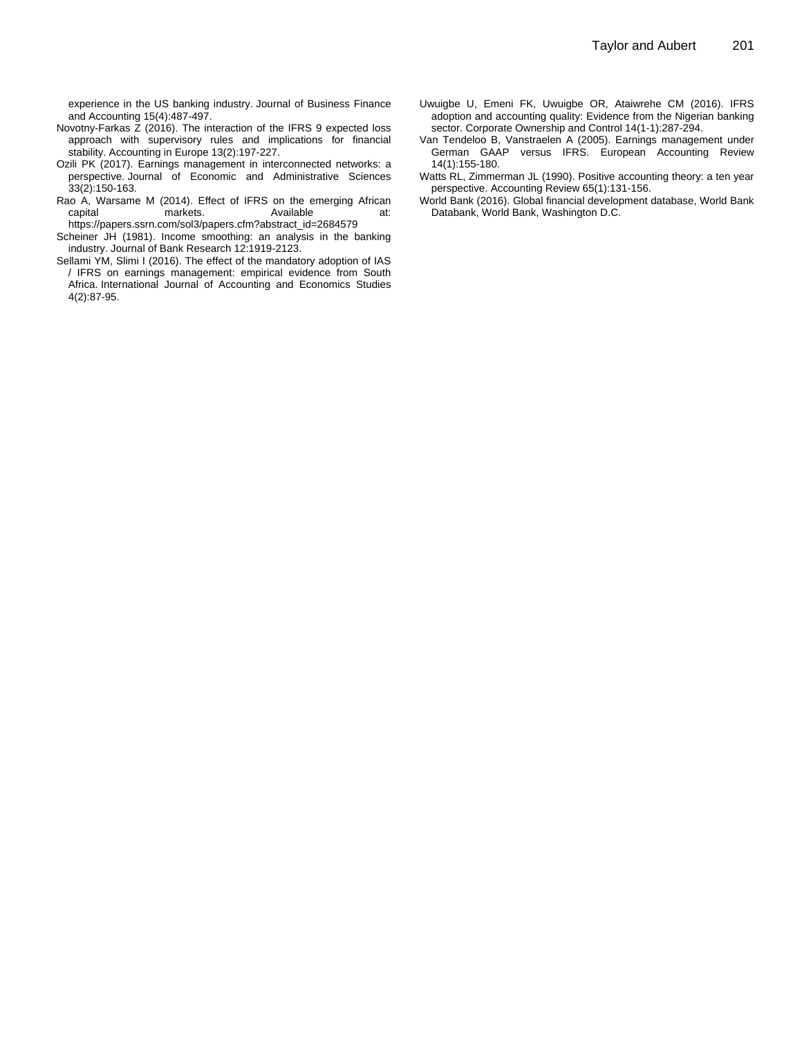experience in the US banking industry. Journal of Business Finance and Accounting 15(4):487-497.

Novotny-Farkas Z (2016). The interaction of the IFRS 9 expected loss approach with supervisory rules and implications for financial stability. Accounting in Europe 13(2):197-227.

Ozili PK (2017). Earnings management in interconnected networks: a perspective. Journal of Economic and Administrative Sciences 33(2):150-163.

Rao A, Warsame M (2014). Effect of IFRS on the emerging African capital markets. Available at: https://papers.ssrn.com/sol3/papers.cfm?abstract_id=2684579

Scheiner JH (1981). Income smoothing: an analysis in the banking industry. Journal of Bank Research 12:1919-2123.

Sellami YM, Slimi I (2016). The effect of the mandatory adoption of IAS / IFRS on earnings management: empirical evidence from South Africa. International Journal of Accounting and Economics Studies 4(2):87-95.

Uwuigbe U, Emeni FK, Uwuigbe OR, Ataiwrehe CM (2016). IFRS adoption and accounting quality: Evidence from the Nigerian banking sector. Corporate Ownership and Control 14(1-1):287-294.

Van Tendeloo B, Vanstraelen A (2005). Earnings management under German GAAP versus IFRS. European Accounting Review 14(1):155-180.

Watts RL, Zimmerman JL (1990). Positive accounting theory: a ten year perspective. Accounting Review 65(1):131-156.

World Bank (2016). Global financial development database, World Bank Databank, World Bank, Washington D.C.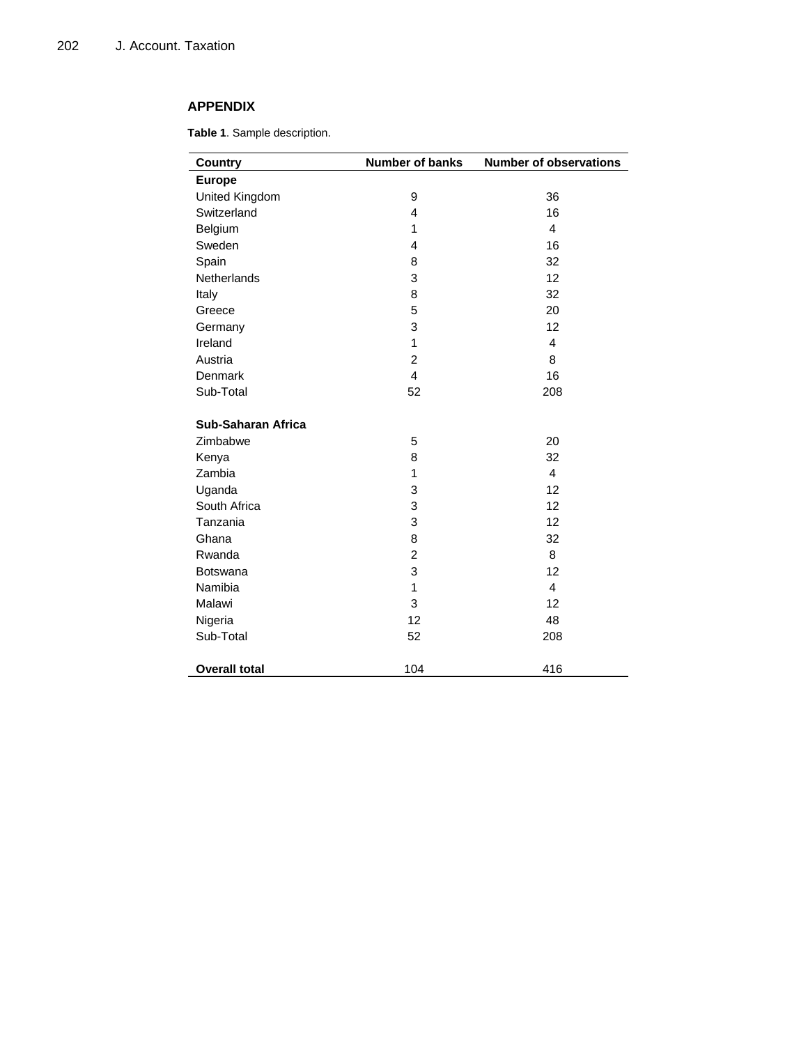## APPENDIX

**Table 1**. Sample description.

| Country | Number of banks | Number of observations |
|---|---|---|
| **Europe** | | |
| United Kingdom | 9 | 36 |
| Switzerland | 4 | 16 |
| Belgium | 1 | 4 |
| Sweden | 4 | 16 |
| Spain | 8 | 32 |
| Netherlands | 3 | 12 |
| Italy | 8 | 32 |
| Greece | 5 | 20 |
| Germany | 3 | 12 |
| Ireland | 1 | 4 |
| Austria | 2 | 8 |
| Denmark | 4 | 16 |
| Sub-Total | 52 | 208 |
| | | |
| **Sub-Saharan Africa** | | |
| Zimbabwe | 5 | 20 |
| Kenya | 8 | 32 |
| Zambia | 1 | 4 |
| Uganda | 3 | 12 |
| South Africa | 3 | 12 |
| Tanzania | 3 | 12 |
| Ghana | 8 | 32 |
| Rwanda | 2 | 8 |
| Botswana | 3 | 12 |
| Namibia | 1 | 4 |
| Malawi | 3 | 12 |
| Nigeria | 12 | 48 |
| Sub-Total | 52 | 208 |
| | | |
| **Overall total** | 104 | 416 |